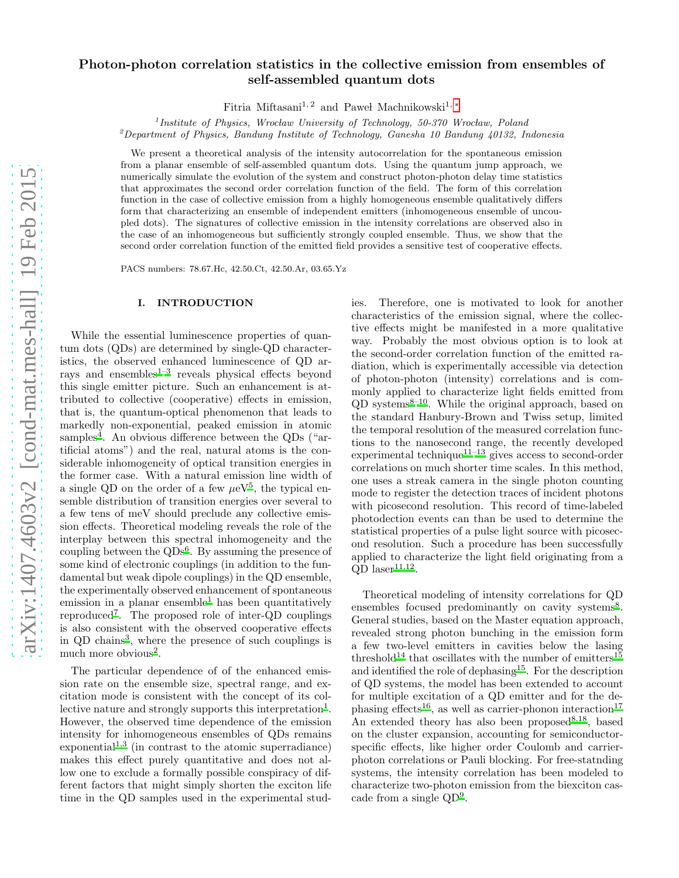# Photon-photon correlation statistics in the collective emission from ensembles of self-assembled quantum dots

Fitria Miftasani[1,2] and Paweł Machnikowski[1,*]

[1]*Institute of Physics, Wrocław University of Technology, 50-370 Wrocław, Poland*
[2]*Department of Physics, Bandung Institute of Technology, Ganesha 10 Bandung 40132, Indonesia*

We present a theoretical analysis of the intensity autocorrelation for the spontaneous emission from a planar ensemble of self-assembled quantum dots. Using the quantum jump approach, we numerically simulate the evolution of the system and construct photon-photon delay time statistics that approximates the second order correlation function of the field. The form of this correlation function in the case of collective emission from a highly homogeneous ensemble qualitatively differs form that characterizing an ensemble of independent emitters (inhomogeneous ensemble of uncoupled dots). The signatures of collective emission in the intensity correlations are observed also in the case of an inhomogeneous but sufficiently strongly coupled ensemble. Thus, we show that the second order correlation function of the emitted field provides a sensitive test of cooperative effects.

PACS numbers: 78.67.Hc, 42.50.Ct, 42.50.Ar, 03.65.Yz

## I. INTRODUCTION

While the essential luminescence properties of quantum dots (QDs) are determined by single-QD characteristics, the observed enhanced luminescence of QD arrays and ensembles[1–3] reveals physical effects beyond this single emitter picture. Such an enhancement is attributed to collective (cooperative) effects in emission, that is, the quantum-optical phenomenon that leads to markedly non-exponential, peaked emission in atomic samples[4]. An obvious difference between the QDs ("artificial atoms") and the real, natural atoms is the considerable inhomogeneity of optical transition energies in the former case. With a natural emission line width of a single QD on the order of a few $\mu$eV[5], the typical ensemble distribution of transition energies over several to a few tens of meV should preclude any collective emission effects. Theoretical modeling reveals the role of the interplay between this spectral inhomogeneity and the coupling between the QDs[6]. By assuming the presence of some kind of electronic couplings (in addition to the fundamental but weak dipole couplings) in the QD ensemble, the experimentally observed enhancement of spontaneous emission in a planar ensemble[1] has been quantitatively reproduced[7]. The proposed role of inter-QD couplings is also consistent with the observed cooperative effects in QD chains[3], where the presence of such couplings is much more obvious[2].

The particular dependence of of the enhanced emission rate on the ensemble size, spectral range, and excitation mode is consistent with the concept of its collective nature and strongly supports this interpretation[1]. However, the observed time dependence of the emission intensity for inhomogeneous ensembles of QDs remains exponential[1,3] (in contrast to the atomic superradiance) makes this effect purely quantitative and does not allow one to exclude a formally possible conspiracy of different factors that might simply shorten the exciton life time in the QD samples used in the experimental studies. Therefore, one is motivated to look for another characteristics of the emission signal, where the collective effects might be manifested in a more qualitative way. Probably the most obvious option is to look at the second-order correlation function of the emitted radiation, which is experimentally accessible via detection of photon-photon (intensity) correlations and is commonly applied to characterize light fields emitted from QD systems[8–10]. While the original approach, based on the standard Hanbury-Brown and Twiss setup, limited the temporal resolution of the measured correlation functions to the nanosecond range, the recently developed experimental technique[11–13] gives access to second-order correlations on much shorter time scales. In this method, one uses a streak camera in the single photon counting mode to register the detection traces of incident photons with picosecond resolution. This record of time-labeled photodection events can than be used to determine the statistical properties of a pulse light source with picosecond resolution. Such a procedure has been successfully applied to characterize the light field originating from a QD laser[11,12].

Theoretical modeling of intensity correlations for QD ensembles focused predominantly on cavity systems[8]. General studies, based on the Master equation approach, revealed strong photon bunching in the emission form a few two-level emitters in cavities below the lasing threshold[14] that oscillates with the number of emitters[15] and identified the role of dephasing[15]. For the description of QD systems, the model has been extended to account for multiple excitation of a QD emitter and for the dephasing effects[16], as well as carrier-phonon interaction[17]. An extended theory has also been proposed[8,18], based on the cluster expansion, accounting for semiconductor-specific effects, like higher order Coulomb and carrier-photon correlations or Pauli blocking. For free-statnding systems, the intensity correlation has been modeled to characterize two-photon emission from the biexciton cascade from a single QD[9].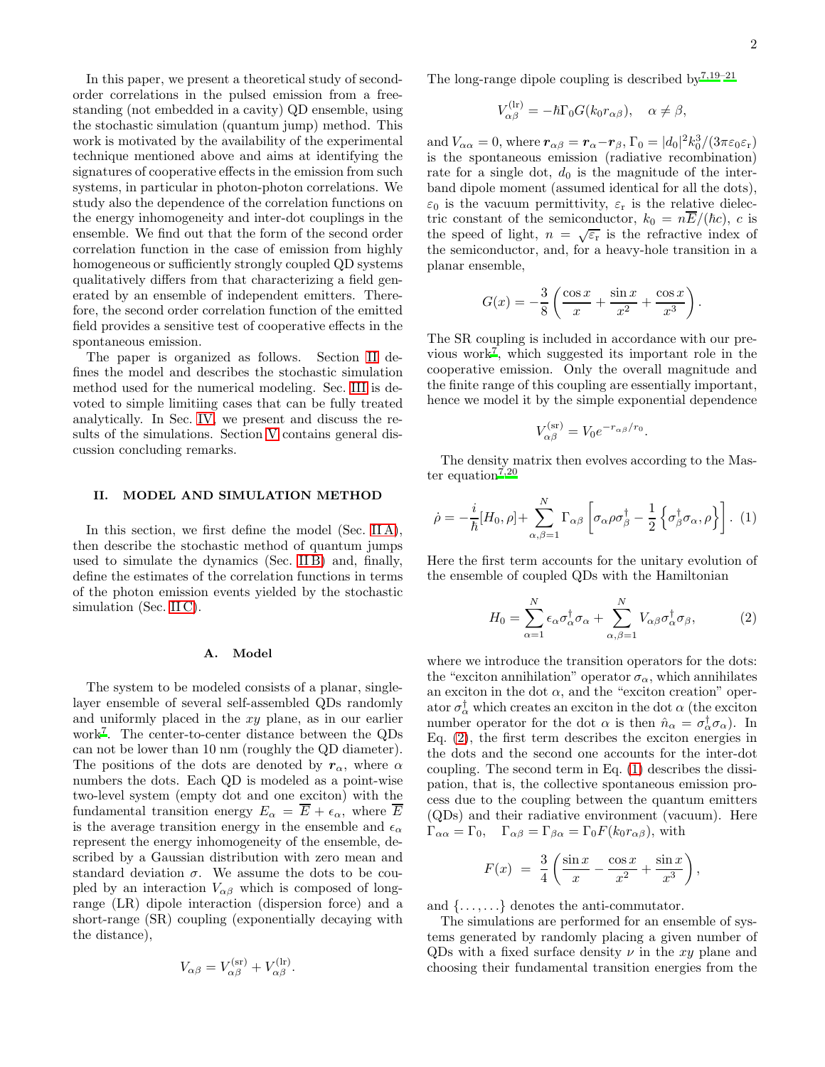In this paper, we present a theoretical study of second-order correlations in the pulsed emission from a free-standing (not embedded in a cavity) QD ensemble, using the stochastic simulation (quantum jump) method. This work is motivated by the availability of the experimental technique mentioned above and aims at identifying the signatures of cooperative effects in the emission from such systems, in particular in photon-photon correlations. We study also the dependence of the correlation functions on the energy inhomogeneity and inter-dot couplings in the ensemble. We find out that the form of the second order correlation function in the case of emission from highly homogeneous or sufficiently strongly coupled QD systems qualitatively differs from that characterizing a field generated by an ensemble of independent emitters. Therefore, the second order correlation function of the emitted field provides a sensitive test of cooperative effects in the spontaneous emission.

The paper is organized as follows. Section II defines the model and describes the stochastic simulation method used for the numerical modeling. Sec. III is devoted to simple limitiing cases that can be fully treated analytically. In Sec. IV, we present and discuss the results of the simulations. Section V contains general discussion concluding remarks.

## II. MODEL AND SIMULATION METHOD

In this section, we first define the model (Sec. II A), then describe the stochastic method of quantum jumps used to simulate the dynamics (Sec. II B) and, finally, define the estimates of the correlation functions in terms of the photon emission events yielded by the stochastic simulation (Sec. II C).

### A. Model

The system to be modeled consists of a planar, single-layer ensemble of several self-assembled QDs randomly and uniformly placed in the $xy$ plane, as in our earlier work[7]. The center-to-center distance between the QDs can not be lower than 10 nm (roughly the QD diameter). The positions of the dots are denoted by $\boldsymbol{r}_\alpha$, where $\alpha$ numbers the dots. Each QD is modeled as a point-wise two-level system (empty dot and one exciton) with the fundamental transition energy $E_\alpha = \overline{E} + \epsilon_\alpha$, where $\overline{E}$ is the average transition energy in the ensemble and $\epsilon_\alpha$ represent the energy inhomogeneity of the ensemble, described by a Gaussian distribution with zero mean and standard deviation $\sigma$. We assume the dots to be coupled by an interaction $V_{\alpha\beta}$ which is composed of long-range (LR) dipole interaction (dispersion force) and a short-range (SR) coupling (exponentially decaying with the distance),

$$V_{\alpha\beta} = V_{\alpha\beta}^{(\mathrm{sr})} + V_{\alpha\beta}^{(\mathrm{lr})}.$$

The long-range dipole coupling is described by[7,19–21]

$$V_{\alpha\beta}^{(\mathrm{lr})} = -\hbar\Gamma_0 G(k_0 r_{\alpha\beta}), \quad \alpha \neq \beta,$$

and $V_{\alpha\alpha} = 0$, where $\boldsymbol{r}_{\alpha\beta} = \boldsymbol{r}_\alpha - \boldsymbol{r}_\beta$, $\Gamma_0 = |d_0|^2 k_0^3/(3\pi\varepsilon_0\varepsilon_\mathrm{r})$ is the spontaneous emission (radiative recombination) rate for a single dot, $d_0$ is the magnitude of the inter-band dipole moment (assumed identical for all the dots), $\varepsilon_0$ is the vacuum permittivity, $\varepsilon_\mathrm{r}$ is the relative dielectric constant of the semiconductor, $k_0 = n\overline{E}/(\hbar c)$, $c$ is the speed of light, $n = \sqrt{\varepsilon_\mathrm{r}}$ is the refractive index of the semiconductor, and, for a heavy-hole transition in a planar ensemble,

$$G(x) = -\frac{3}{8}\left(\frac{\cos x}{x} + \frac{\sin x}{x^2} + \frac{\cos x}{x^3}\right).$$

The SR coupling is included in accordance with our previous work[7], which suggested its important role in the cooperative emission. Only the overall magnitude and the finite range of this coupling are essentially important, hence we model it by the simple exponential dependence

$$V_{\alpha\beta}^{(\mathrm{sr})} = V_0 e^{-r_{\alpha\beta}/r_0}.$$

The density matrix then evolves according to the Master equation[7,20]

$$\dot{\rho} = -\frac{i}{\hbar}[H_0, \rho] + \sum_{\alpha,\beta=1}^{N} \Gamma_{\alpha\beta}\left[\sigma_\alpha \rho \sigma_\beta^\dagger - \frac{1}{2}\left\{\sigma_\beta^\dagger \sigma_\alpha, \rho\right\}\right]. \quad (1)$$

Here the first term accounts for the unitary evolution of the ensemble of coupled QDs with the Hamiltonian

$$H_0 = \sum_{\alpha=1}^{N} \epsilon_\alpha \sigma_\alpha^\dagger \sigma_\alpha + \sum_{\alpha,\beta=1}^{N} V_{\alpha\beta}\sigma_\alpha^\dagger \sigma_\beta, \quad (2)$$

where we introduce the transition operators for the dots: the "exciton annihilation" operator $\sigma_\alpha$, which annihilates an exciton in the dot $\alpha$, and the "exciton creation" operator $\sigma_\alpha^\dagger$ which creates an exciton in the dot $\alpha$ (the exciton number operator for the dot $\alpha$ is then $\hat{n}_\alpha = \sigma_\alpha^\dagger \sigma_\alpha$). In Eq. (2), the first term describes the exciton energies in the dots and the second one accounts for the inter-dot coupling. The second term in Eq. (1) describes the dissipation, that is, the collective spontaneous emission process due to the coupling between the quantum emitters (QDs) and their radiative environment (vacuum). Here $\Gamma_{\alpha\alpha} = \Gamma_0$, $\Gamma_{\alpha\beta} = \Gamma_{\beta\alpha} = \Gamma_0 F(k_0 r_{\alpha\beta})$, with

$$F(x) = \frac{3}{4}\left(\frac{\sin x}{x} - \frac{\cos x}{x^2} + \frac{\sin x}{x^3}\right),$$

and $\{\ldots,\ldots\}$ denotes the anti-commutator.

The simulations are performed for an ensemble of systems generated by randomly placing a given number of QDs with a fixed surface density $\nu$ in the $xy$ plane and choosing their fundamental transition energies from the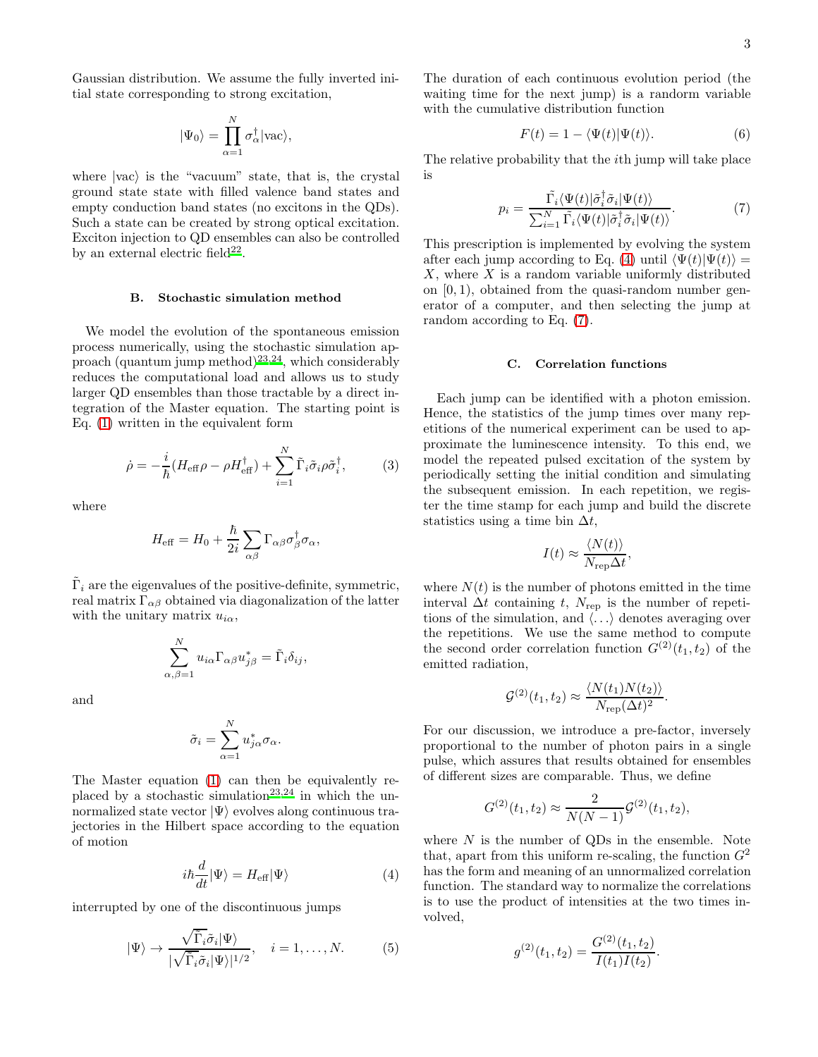Gaussian distribution. We assume the fully inverted initial state corresponding to strong excitation,

$$|\Psi_0\rangle = \prod_{\alpha=1}^{N} \sigma_\alpha^\dagger |\mathrm{vac}\rangle,$$

where $|\mathrm{vac}\rangle$ is the "vacuum" state, that is, the crystal ground state state with filled valence band states and empty conduction band states (no excitons in the QDs). Such a state can be created by strong optical excitation. Exciton injection to QD ensembles can also be controlled by an external electric field[22].

### B. Stochastic simulation method

We model the evolution of the spontaneous emission process numerically, using the stochastic simulation approach (quantum jump method)[23,24], which considerably reduces the computational load and allows us to study larger QD ensembles than those tractable by a direct integration of the Master equation. The starting point is Eq. (1) written in the equivalent form

$$\dot{\rho} = -\frac{i}{\hbar}(H_{\mathrm{eff}}\rho - \rho H_{\mathrm{eff}}^\dagger) + \sum_{i=1}^{N} \tilde{\Gamma}_i \tilde{\sigma}_i \rho \tilde{\sigma}_i^\dagger, \tag{3}$$

where

$$H_{\mathrm{eff}} = H_0 + \frac{\hbar}{2i} \sum_{\alpha\beta} \Gamma_{\alpha\beta} \sigma_\beta^\dagger \sigma_\alpha,$$

$\tilde{\Gamma}_i$ are the eigenvalues of the positive-definite, symmetric, real matrix $\Gamma_{\alpha\beta}$ obtained via diagonalization of the latter with the unitary matrix $u_{i\alpha}$,

$$\sum_{\alpha,\beta=1}^{N} u_{i\alpha} \Gamma_{\alpha\beta} u_{j\beta}^* = \tilde{\Gamma}_i \delta_{ij},$$

and

$$\tilde{\sigma}_i = \sum_{\alpha=1}^{N} u_{j\alpha}^* \sigma_\alpha.$$

The Master equation (1) can then be equivalently replaced by a stochastic simulation[23,24] in which the unnormalized state vector $|\Psi\rangle$ evolves along continuous trajectories in the Hilbert space according to the equation of motion

$$i\hbar \frac{d}{dt}|\Psi\rangle = H_{\mathrm{eff}}|\Psi\rangle \tag{4}$$

interrupted by one of the discontinuous jumps

$$|\Psi\rangle \to \frac{\sqrt{\tilde{\Gamma}_i}\tilde{\sigma}_i|\Psi\rangle}{|\sqrt{\tilde{\Gamma}_i}\tilde{\sigma}_i|\Psi\rangle|^{1/2}}, \quad i = 1, \ldots, N. \tag{5}$$

The duration of each continuous evolution period (the waiting time for the next jump) is a randorm variable with the cumulative distribution function

$$F(t) = 1 - \langle \Psi(t)|\Psi(t)\rangle. \tag{6}$$

The relative probability that the $i$th jump will take place is

$$p_i = \frac{\tilde{\Gamma}_i \langle \Psi(t)|\tilde{\sigma}_i^\dagger \tilde{\sigma}_i|\Psi(t)\rangle}{\sum_{i=1}^{N} \tilde{\Gamma}_i \langle \Psi(t)|\tilde{\sigma}_i^\dagger \tilde{\sigma}_i|\Psi(t)\rangle}. \tag{7}$$

This prescription is implemented by evolving the system after each jump according to Eq. (4) until $\langle \Psi(t)|\Psi(t)\rangle = X$, where $X$ is a random variable uniformly distributed on $[0, 1)$, obtained from the quasi-random number generator of a computer, and then selecting the jump at random according to Eq. (7).

### C. Correlation functions

Each jump can be identified with a photon emission. Hence, the statistics of the jump times over many repetitions of the numerical experiment can be used to approximate the luminescence intensity. To this end, we model the repeated pulsed excitation of the system by periodically setting the initial condition and simulating the subsequent emission. In each repetition, we register the time stamp for each jump and build the discrete statistics using a time bin $\Delta t$,

$$I(t) \approx \frac{\langle N(t)\rangle}{N_{\mathrm{rep}}\Delta t},$$

where $N(t)$ is the number of photons emitted in the time interval $\Delta t$ containing $t$, $N_{\mathrm{rep}}$ is the number of repetitions of the simulation, and $\langle \ldots \rangle$ denotes averaging over the repetitions. We use the same method to compute the second order correlation function $G^{(2)}(t_1, t_2)$ of the emitted radiation,

$$\mathcal{G}^{(2)}(t_1, t_2) \approx \frac{\langle N(t_1)N(t_2)\rangle}{N_{\mathrm{rep}}(\Delta t)^2}.$$

For our discussion, we introduce a pre-factor, inversely proportional to the number of photon pairs in a single pulse, which assures that results obtained for ensembles of different sizes are comparable. Thus, we define

$$G^{(2)}(t_1, t_2) \approx \frac{2}{N(N-1)}\mathcal{G}^{(2)}(t_1, t_2),$$

where $N$ is the number of QDs in the ensemble. Note that, apart from this uniform re-scaling, the function $G^2$ has the form and meaning of an unnormalized correlation function. The standard way to normalize the correlations is to use the product of intensities at the two times involved,

$$g^{(2)}(t_1, t_2) = \frac{G^{(2)}(t_1, t_2)}{I(t_1)I(t_2)}.$$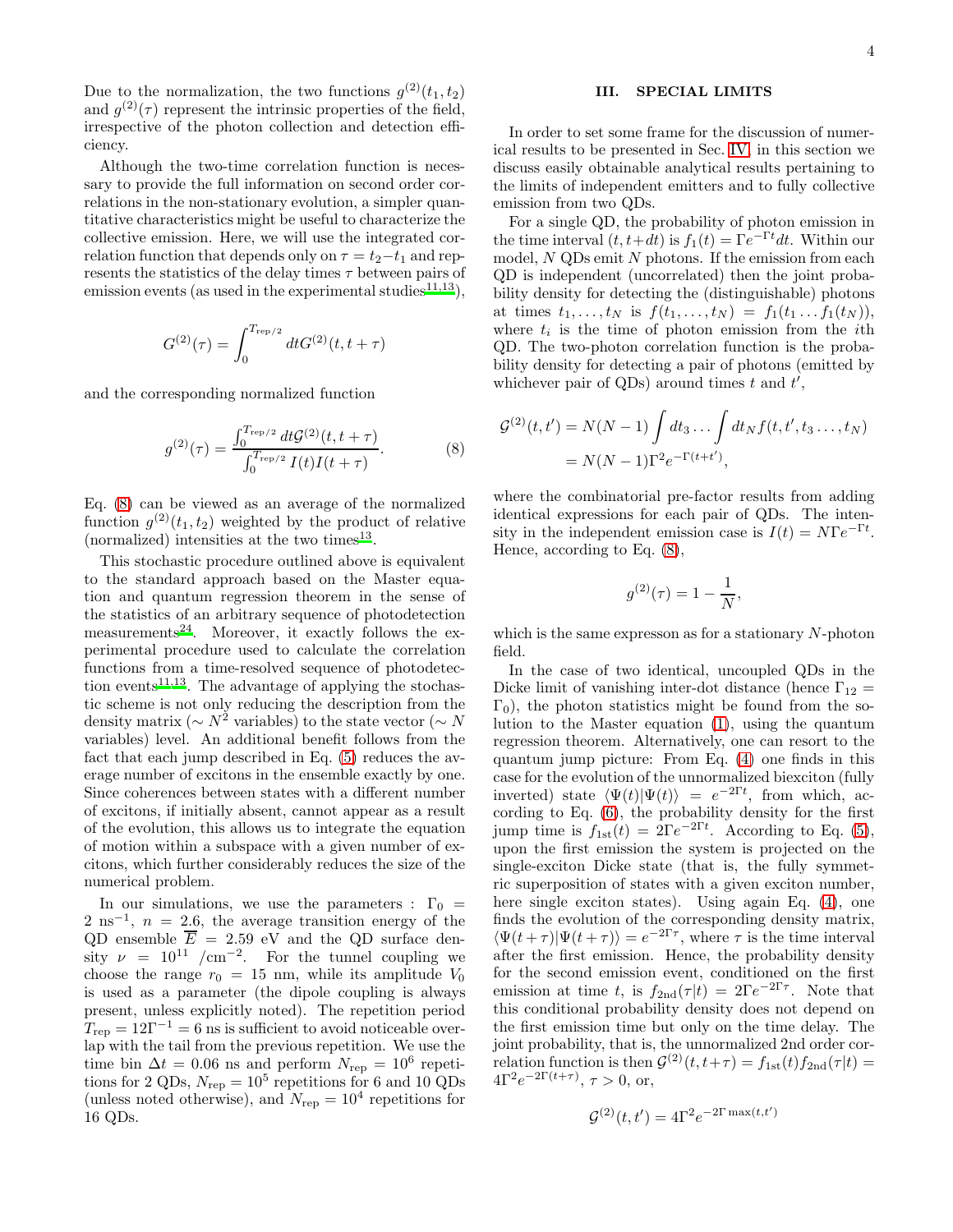Due to the normalization, the two functions $g^{(2)}(t_1, t_2)$ and $g^{(2)}(\tau)$ represent the intrinsic properties of the field, irrespective of the photon collection and detection efficiency.

Although the two-time correlation function is necessary to provide the full information on second order correlations in the non-stationary evolution, a simpler quantitative characteristics might be useful to characterize the collective emission. Here, we will use the integrated correlation function that depends only on $\tau = t_2 - t_1$ and represents the statistics of the delay times $\tau$ between pairs of emission events (as used in the experimental studies[11,13]),

$$G^{(2)}(\tau) = \int_0^{T_{\mathrm{rep}/2}} dt G^{(2)}(t, t+\tau)$$

and the corresponding normalized function

$$g^{(2)}(\tau) = \frac{\int_0^{T_{\mathrm{rep}/2}} dt \mathcal{G}^{(2)}(t, t+\tau)}{\int_0^{T_{\mathrm{rep}/2}} I(t) I(t+\tau)}. \tag{8}$$

Eq. (8) can be viewed as an average of the normalized function $g^{(2)}(t_1, t_2)$ weighted by the product of relative (normalized) intensities at the two times[13].

This stochastic procedure outlined above is equivalent to the standard approach based on the Master equation and quantum regression theorem in the sense of the statistics of an arbitrary sequence of photodetection measurements[24]. Moreover, it exactly follows the experimental procedure used to calculate the correlation functions from a time-resolved sequence of photodetection events[11,13]. The advantage of applying the stochastic scheme is not only reducing the description from the density matrix ($\sim N^2$ variables) to the state vector ($\sim N$ variables) level. An additional benefit follows from the fact that each jump described in Eq. (5) reduces the average number of excitons in the ensemble exactly by one. Since coherences between states with a different number of excitons, if initially absent, cannot appear as a result of the evolution, this allows us to integrate the equation of motion within a subspace with a given number of excitons, which further considerably reduces the size of the numerical problem.

In our simulations, we use the parameters : $\Gamma_0 = 2$ ns$^{-1}$, $n = 2.6$, the average transition energy of the QD ensemble $\overline{E} = 2.59$ eV and the QD surface density $\nu = 10^{11}$ /cm$^{-2}$. For the tunnel coupling we choose the range $r_0 = 15$ nm, while its amplitude $V_0$ is used as a parameter (the dipole coupling is always present, unless explicitly noted). The repetition period $T_{\mathrm{rep}} = 12\Gamma^{-1} = 6$ ns is sufficient to avoid noticeable overlap with the tail from the previous repetition. We use the time bin $\Delta t = 0.06$ ns and perform $N_{\mathrm{rep}} = 10^6$ repetitions for 2 QDs, $N_{\mathrm{rep}} = 10^5$ repetitions for 6 and 10 QDs (unless noted otherwise), and $N_{\mathrm{rep}} = 10^4$ repetitions for 16 QDs.

## III. SPECIAL LIMITS

In order to set some frame for the discussion of numerical results to be presented in Sec. IV, in this section we discuss easily obtainable analytical results pertaining to the limits of independent emitters and to fully collective emission from two QDs.

For a single QD, the probability of photon emission in the time interval $(t, t+dt)$ is $f_1(t) = \Gamma e^{-\Gamma t} dt$. Within our model, $N$ QDs emit $N$ photons. If the emission from each QD is independent (uncorrelated) then the joint probability density for detecting the (distinguishable) photons at times $t_1, \ldots, t_N$ is $f(t_1, \ldots, t_N) = f_1(t_1 \ldots f_1(t_N))$, where $t_i$ is the time of photon emission from the $i$th QD. The two-photon correlation function is the probability density for detecting a pair of photons (emitted by whichever pair of QDs) around times $t$ and $t'$,

$$\begin{aligned}
\mathcal{G}^{(2)}(t, t') &= N(N-1) \int dt_3 \ldots \int dt_N f(t, t', t_3 \ldots, t_N) \\
&= N(N-1)\Gamma^2 e^{-\Gamma(t+t')},
\end{aligned}$$

where the combinatorial pre-factor results from adding identical expressions for each pair of QDs. The intensity in the independent emission case is $I(t) = N\Gamma e^{-\Gamma t}$. Hence, according to Eq. (8),

$$g^{(2)}(\tau) = 1 - \frac{1}{N},$$

which is the same expresson as for a stationary $N$-photon field.

In the case of two identical, uncoupled QDs in the Dicke limit of vanishing inter-dot distance (hence $\Gamma_{12} = \Gamma_0$), the photon statistics might be found from the solution to the Master equation (1), using the quantum regression theorem. Alternatively, one can resort to the quantum jump picture: From Eq. (4) one finds in this case for the evolution of the unnormalized biexciton (fully inverted) state $\langle \Psi(t) | \Psi(t) \rangle = e^{-2\Gamma t}$, from which, according to Eq. (6), the probability density for the first jump time is $f_{\mathrm{1st}}(t) = 2\Gamma e^{-2\Gamma t}$. According to Eq. (5), upon the first emission the system is projected on the single-exciton Dicke state (that is, the fully symmetric superposition of states with a given exciton number, here single exciton states). Using again Eq. (4), one finds the evolution of the corresponding density matrix, $\langle \Psi(t+\tau) | \Psi(t+\tau) \rangle = e^{-2\Gamma \tau}$, where $\tau$ is the time interval after the first emission. Hence, the probability density for the second emission event, conditioned on the first emission at time $t$, is $f_{\mathrm{2nd}}(\tau | t) = 2\Gamma e^{-2\Gamma \tau}$. Note that this conditional probability density does not depend on the first emission time but only on the time delay. The joint probability, that is, the unnormalized 2nd order correlation function is then $\mathcal{G}^{(2)}(t, t+\tau) = f_{\mathrm{1st}}(t) f_{\mathrm{2nd}}(\tau | t) = 4\Gamma^2 e^{-2\Gamma(t+\tau)}$, $\tau > 0$, or,

$$\mathcal{G}^{(2)}(t, t') = 4\Gamma^2 e^{-2\Gamma \max(t, t')}$$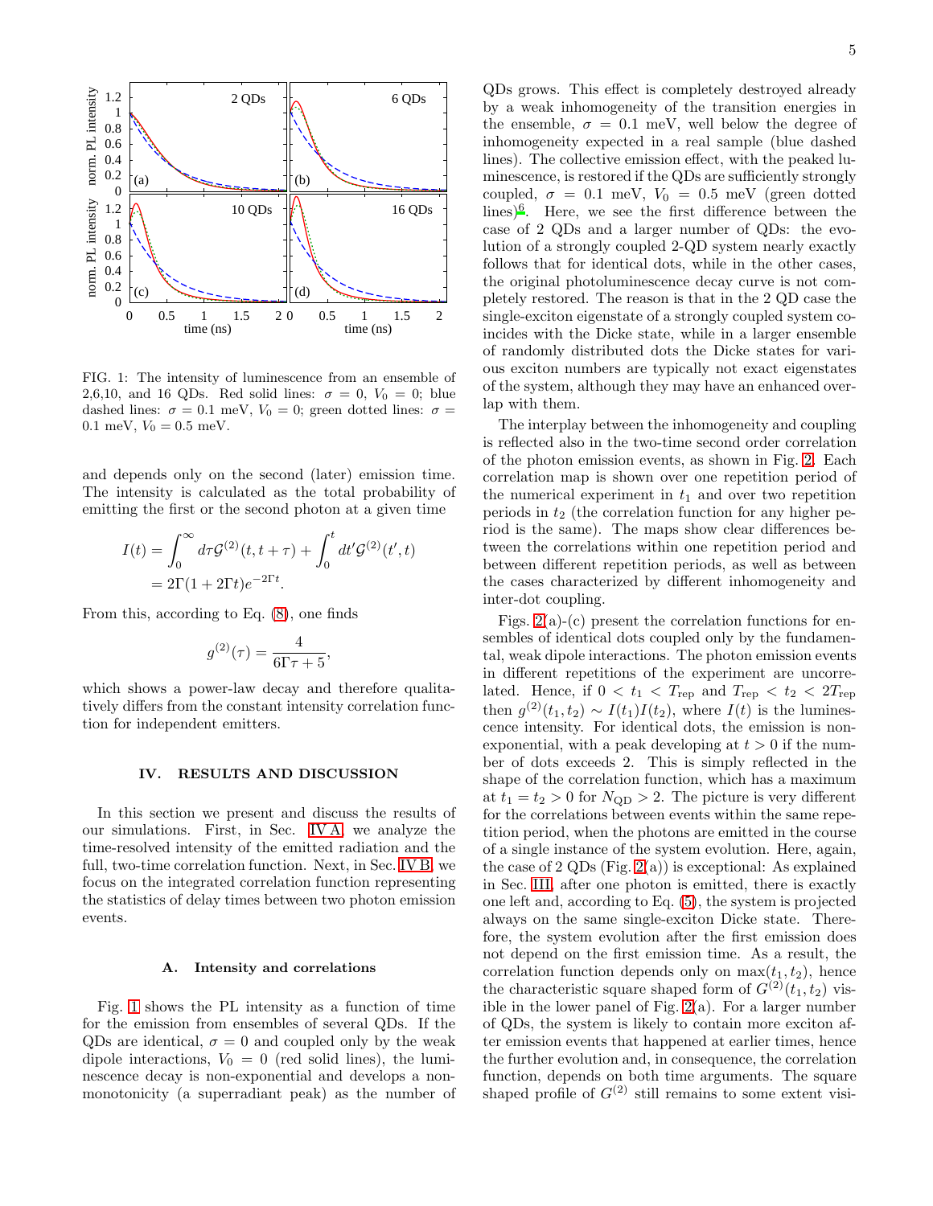FIG. 1: The intensity of luminescence from an ensemble of 2,6,10, and 16 QDs. Red solid lines: $\sigma = 0$, $V_0 = 0$; blue dashed lines: $\sigma = 0.1$ meV, $V_0 = 0$; green dotted lines: $\sigma = 0.1$ meV, $V_0 = 0.5$ meV.

and depends only on the second (later) emission time. The intensity is calculated as the total probability of emitting the first or the second photon at a given time

$$I(t) = \int_0^\infty d\tau \mathcal{G}^{(2)}(t, t+\tau) + \int_0^t dt' \mathcal{G}^{(2)}(t', t)$$
$$= 2\Gamma(1 + 2\Gamma t)e^{-2\Gamma t}.$$

From this, according to Eq. (8), one finds

$$g^{(2)}(\tau) = \frac{4}{6\Gamma\tau + 5},$$

which shows a power-law decay and therefore qualitatively differs from the constant intensity correlation function for independent emitters.

## IV. RESULTS AND DISCUSSION

In this section we present and discuss the results of our simulations. First, in Sec. IV A, we analyze the time-resolved intensity of the emitted radiation and the full, two-time correlation function. Next, in Sec. IV B, we focus on the integrated correlation function representing the statistics of delay times between two photon emission events.

### A. Intensity and correlations

Fig. 1 shows the PL intensity as a function of time for the emission from ensembles of several QDs. If the QDs are identical, $\sigma = 0$ and coupled only by the weak dipole interactions, $V_0 = 0$ (red solid lines), the luminescence decay is non-exponential and develops a non-monotonicity (a superradiant peak) as the number of QDs grows. This effect is completely destroyed already by a weak inhomogeneity of the transition energies in the ensemble, $\sigma = 0.1$ meV, well below the degree of inhomogeneity expected in a real sample (blue dashed lines). The collective emission effect, with the peaked luminescence, is restored if the QDs are sufficiently strongly coupled, $\sigma = 0.1$ meV, $V_0 = 0.5$ meV (green dotted lines)[6]. Here, we see the first difference between the case of 2 QDs and a larger number of QDs: the evolution of a strongly coupled 2-QD system nearly exactly follows that for identical dots, while in the other cases, the original photoluminescence decay curve is not completely restored. The reason is that in the 2 QD case the single-exciton eigenstate of a strongly coupled system coincides with the Dicke state, while in a larger ensemble of randomly distributed dots the Dicke states for various exciton numbers are typically not exact eigenstates of the system, although they may have an enhanced overlap with them.

The interplay between the inhomogeneity and coupling is reflected also in the two-time second order correlation of the photon emission events, as shown in Fig. 2. Each correlation map is shown over one repetition period of the numerical experiment in $t_1$ and over two repetition periods in $t_2$ (the correlation function for any higher period is the same). The maps show clear differences between the correlations within one repetition period and between different repetition periods, as well as between the cases characterized by different inhomogeneity and inter-dot coupling.

Figs. 2(a)-(c) present the correlation functions for ensembles of identical dots coupled only by the fundamental, weak dipole interactions. The photon emission events in different repetitions of the experiment are uncorrelated. Hence, if $0 < t_1 < T_{\mathrm{rep}}$ and $T_{\mathrm{rep}} < t_2 < 2T_{\mathrm{rep}}$ then $g^{(2)}(t_1, t_2) \sim I(t_1)I(t_2)$, where $I(t)$ is the luminescence intensity. For identical dots, the emission is non-exponential, with a peak developing at $t > 0$ if the number of dots exceeds 2. This is simply reflected in the shape of the correlation function, which has a maximum at $t_1 = t_2 > 0$ for $N_{\mathrm{QD}} > 2$. The picture is very different for the correlations between events within the same repetition period, when the photons are emitted in the course of a single instance of the system evolution. Here, again, the case of 2 QDs (Fig. 2(a)) is exceptional: As explained in Sec. III, after one photon is emitted, there is exactly one left and, according to Eq. (5), the system is projected always on the same single-exciton Dicke state. Therefore, the system evolution after the first emission does not depend on the first emission time. As a result, the correlation function depends only on $\max(t_1, t_2)$, hence the characteristic square shaped form of $G^{(2)}(t_1, t_2)$ visible in the lower panel of Fig. 2(a). For a larger number of QDs, the system is likely to contain more exciton after emission events that happened at earlier times, hence the further evolution and, in consequence, the correlation function, depends on both time arguments. The square shaped profile of $G^{(2)}$ still remains to some extent visi-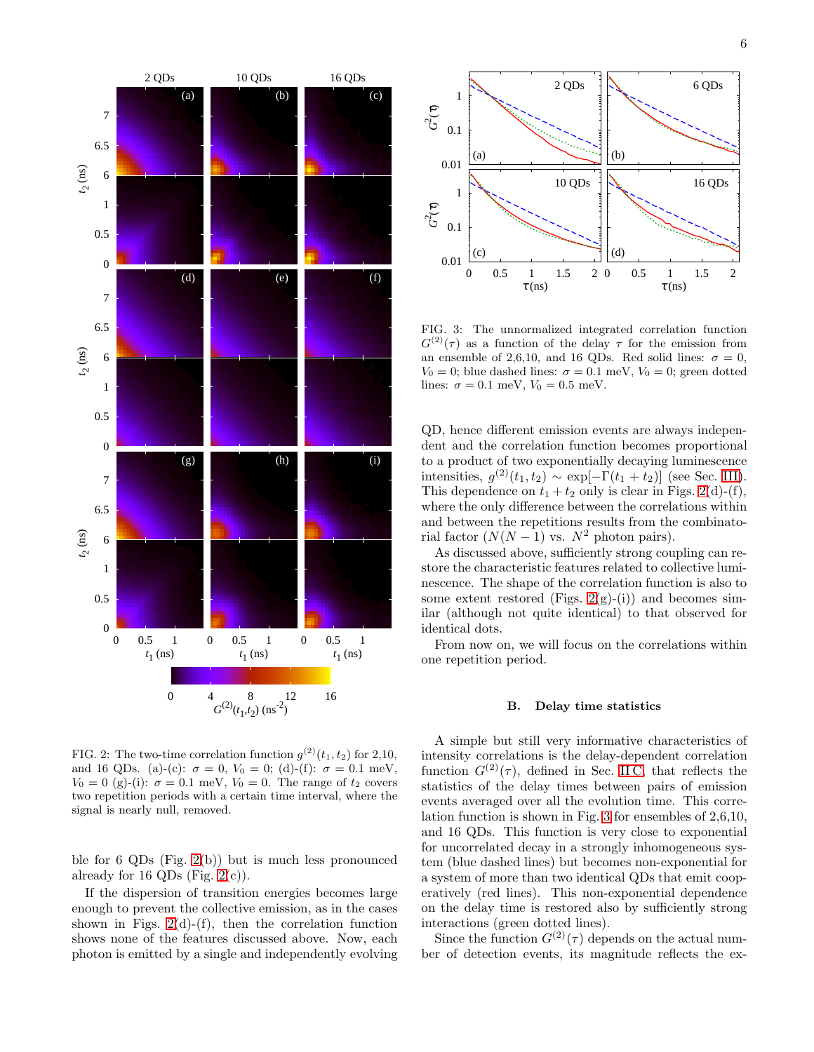FIG. 2: The two-time correlation function $g^{(2)}(t_1,t_2)$ for 2,10, and 16 QDs. (a)-(c): $\sigma = 0$, $V_0 = 0$; (d)-(f): $\sigma = 0.1$ meV, $V_0 = 0$ (g)-(i): $\sigma = 0.1$ meV, $V_0 = 0$. The range of $t_2$ covers two repetition periods with a certain time interval, where the signal is nearly null, removed.

ble for 6 QDs (Fig. 2(b)) but is much less pronounced already for 16 QDs (Fig. 2(c)).

If the dispersion of transition energies becomes large enough to prevent the collective emission, as in the cases shown in Figs. 2(d)-(f), then the correlation function shows none of the features discussed above. Now, each photon is emitted by a single and independently evolving QD, hence different emission events are always independent and the correlation function becomes proportional to a product of two exponentially decaying luminescence intensities, $g^{(2)}(t_1,t_2) \sim \exp[-\Gamma(t_1+t_2)]$ (see Sec. III). This dependence on $t_1+t_2$ only is clear in Figs. 2(d)-(f), where the only difference between the correlations within and between the repetitions results from the combinatorial factor ($N(N-1)$ vs. $N^2$ photon pairs).

FIG. 3: The unnormalized integrated correlation function $G^{(2)}(\tau)$ as a function of the delay $\tau$ for the emission from an ensemble of 2,6,10, and 16 QDs. Red solid lines: $\sigma = 0$, $V_0 = 0$; blue dashed lines: $\sigma = 0.1$ meV, $V_0 = 0$; green dotted lines: $\sigma = 0.1$ meV, $V_0 = 0.5$ meV.

As discussed above, sufficiently strong coupling can restore the characteristic features related to collective luminescence. The shape of the correlation function is also to some extent restored (Figs. 2(g)-(i)) and becomes similar (although not quite identical) to that observed for identical dots.

From now on, we will focus on the correlations within one repetition period.

### B. Delay time statistics

A simple but still very informative characteristics of intensity correlations is the delay-dependent correlation function $G^{(2)}(\tau)$, defined in Sec. II C, that reflects the statistics of the delay times between pairs of emission events averaged over all the evolution time. This correlation function is shown in Fig. 3 for ensembles of 2,6,10, and 16 QDs. This function is very close to exponential for uncorrelated decay in a strongly inhomogeneous system (blue dashed lines) but becomes non-exponential for a system of more than two identical QDs that emit cooperatively (red lines). This non-exponential dependence on the delay time is restored also by sufficiently strong interactions (green dotted lines).

Since the function $G^{(2)}(\tau)$ depends on the actual number of detection events, its magnitude reflects the ex-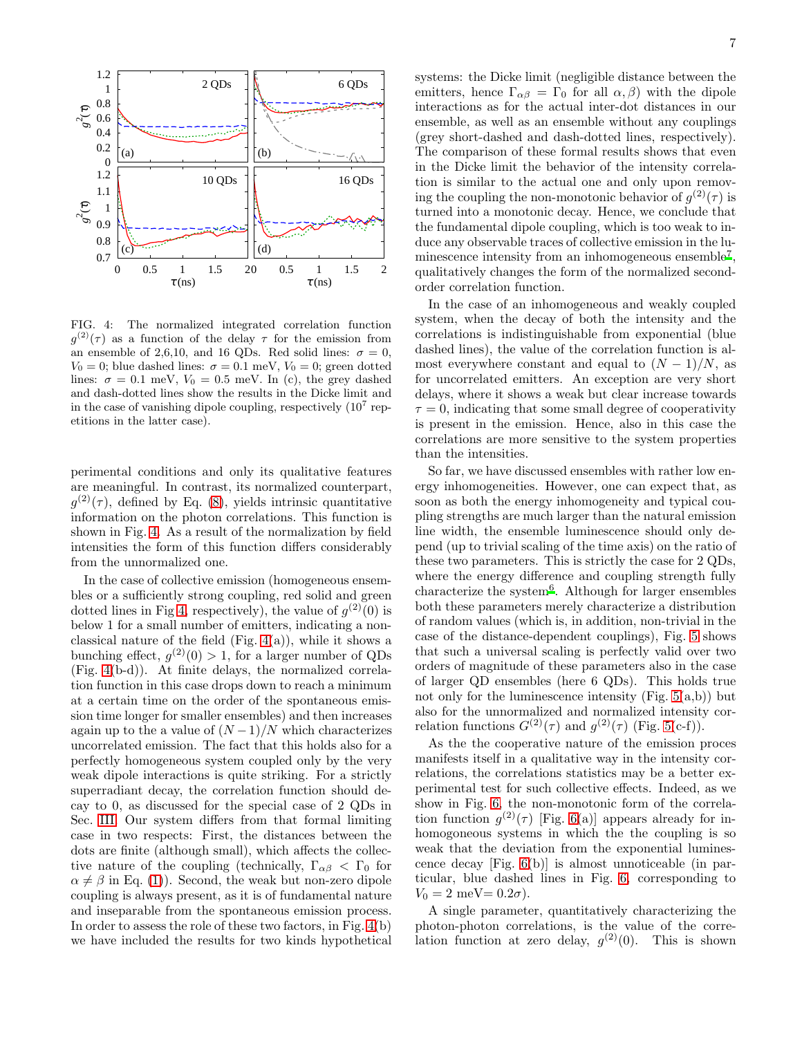FIG. 4: The normalized integrated correlation function $g^{(2)}(\tau)$ as a function of the delay $\tau$ for the emission from an ensemble of 2,6,10, and 16 QDs. Red solid lines: $\sigma = 0$, $V_0 = 0$; blue dashed lines: $\sigma = 0.1$ meV, $V_0 = 0$; green dotted lines: $\sigma = 0.1$ meV, $V_0 = 0.5$ meV. In (c), the grey dashed and dash-dotted lines show the results in the Dicke limit and in the case of vanishing dipole coupling, respectively ($10^7$ repetitions in the latter case).

perimental conditions and only its qualitative features are meaningful. In contrast, its normalized counterpart, $g^{(2)}(\tau)$, defined by Eq. (8), yields intrinsic quantitative information on the photon correlations. This function is shown in Fig. 4. As a result of the normalization by field intensities the form of this function differs considerably from the unnormalized one.

In the case of collective emission (homogeneous ensembles or a sufficiently strong coupling, red solid and green dotted lines in Fig 4, respectively), the value of $g^{(2)}(0)$ is below 1 for a small number of emitters, indicating a nonclassical nature of the field (Fig. 4(a)), while it shows a bunching effect, $g^{(2)}(0) > 1$, for a larger number of QDs (Fig. 4(b-d)). At finite delays, the normalized correlation function in this case drops down to reach a minimum at a certain time on the order of the spontaneous emission time longer for smaller ensembles) and then increases again up to the a value of $(N-1)/N$ which characterizes uncorrelated emission. The fact that this holds also for a perfectly homogeneous system coupled only by the very weak dipole interactions is quite striking. For a strictly superradiant decay, the correlation function should decay to 0, as discussed for the special case of 2 QDs in Sec. III. Our system differs from that formal limiting case in two respects: First, the distances between the dots are finite (although small), which affects the collective nature of the coupling (technically, $\Gamma_{\alpha\beta} < \Gamma_0$ for $\alpha \neq \beta$ in Eq. (1)). Second, the weak but non-zero dipole coupling is always present, as it is of fundamental nature and inseparable from the spontaneous emission process. In order to assess the role of these two factors, in Fig. 4(b) we have included the results for two kinds hypothetical systems: the Dicke limit (negligible distance between the emitters, hence $\Gamma_{\alpha\beta} = \Gamma_0$ for all $\alpha, \beta$) with the dipole interactions as for the actual inter-dot distances in our ensemble, as well as an ensemble without any couplings (grey short-dashed and dash-dotted lines, respectively). The comparison of these formal results shows that even in the Dicke limit the behavior of the intensity correlation is similar to the actual one and only upon removing the coupling the non-monotonic behavior of $g^{(2)}(\tau)$ is turned into a monotonic decay. Hence, we conclude that the fundamental dipole coupling, which is too weak to induce any observable traces of collective emission in the luminescence intensity from an inhomogeneous ensemble[7], qualitatively changes the form of the normalized second-order correlation function.

In the case of an inhomogeneous and weakly coupled system, when the decay of both the intensity and the correlations is indistinguishable from exponential (blue dashed lines), the value of the correlation function is almost everywhere constant and equal to $(N-1)/N$, as for uncorrelated emitters. An exception are very short delays, where it shows a weak but clear increase towards $\tau = 0$, indicating that some small degree of cooperativity is present in the emission. Hence, also in this case the correlations are more sensitive to the system properties than the intensities.

So far, we have discussed ensembles with rather low energy inhomogeneities. However, one can expect that, as soon as both the energy inhomogeneity and typical coupling strengths are much larger than the natural emission line width, the ensemble luminescence should only depend (up to trivial scaling of the time axis) on the ratio of these two parameters. This is strictly the case for 2 QDs, where the energy difference and coupling strength fully characterize the system[6]. Although for larger ensembles both these parameters merely characterize a distribution of random values (which is, in addition, non-trivial in the case of the distance-dependent couplings), Fig. 5 shows that such a universal scaling is perfectly valid over two orders of magnitude of these parameters also in the case of larger QD ensembles (here 6 QDs). This holds true not only for the luminescence intensity (Fig. 5(a,b)) but also for the unnormalized and normalized intensity correlation functions $G^{(2)}(\tau)$ and $g^{(2)}(\tau)$ (Fig. 5(c-f)).

As the the cooperative nature of the emission proces manifests itself in a qualitative way in the intensity correlations, the correlations statistics may be a better experimental test for such collective effects. Indeed, as we show in Fig. 6, the non-monotonic form of the correlation function $g^{(2)}(\tau)$ [Fig. 6(a)] appears already for inhomogeneous systems in which the the coupling is so weak that the deviation from the exponential luminescence decay [Fig. 6(b)] is almost unnoticeable (in particular, blue dashed lines in Fig. 6, corresponding to $V_0 = 2$ meV$= 0.2\sigma$).

A single parameter, quantitatively characterizing the photon-photon correlations, is the value of the correlation function at zero delay, $g^{(2)}(0)$. This is shown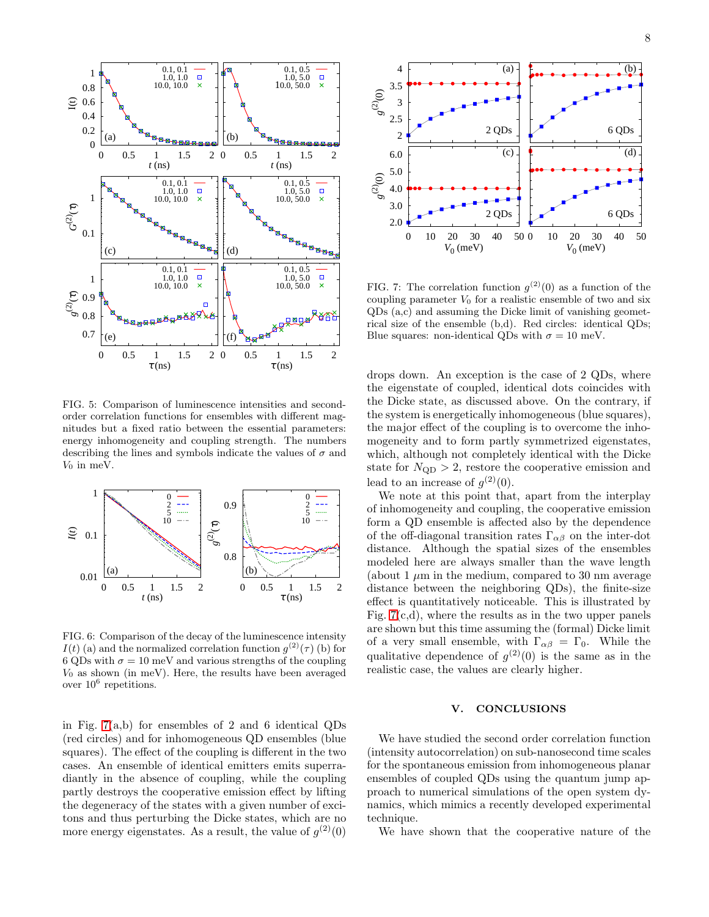FIG. 5: Comparison of luminescence intensities and second-order correlation functions for ensembles with different magnitudes but a fixed ratio between the essential parameters: energy inhomogeneity and coupling strength. The numbers describing the lines and symbols indicate the values of $\sigma$ and $V_0$ in meV.

FIG. 6: Comparison of the decay of the luminescence intensity $I(t)$ (a) and the normalized correlation function $g^{(2)}(\tau)$ (b) for 6 QDs with $\sigma = 10$ meV and various strengths of the coupling $V_0$ as shown (in meV). Here, the results have been averaged over $10^6$ repetitions.

in Fig. 7(a,b) for ensembles of 2 and 6 identical QDs (red circles) and for inhomogeneous QD ensembles (blue squares). The effect of the coupling is different in the two cases. An ensemble of identical emitters emits superradiantly in the absence of coupling, while the coupling partly destroys the cooperative emission effect by lifting the degeneracy of the states with a given number of excitons and thus perturbing the Dicke states, which are no more energy eigenstates. As a result, the value of $g^{(2)}(0)$ drops down. An exception is the case of 2 QDs, where the eigenstate of coupled, identical dots coincides with the Dicke state, as discussed above. On the contrary, if the system is energetically inhomogeneous (blue squares), the major effect of the coupling is to overcome the inhomogeneity and to form partly symmetrized eigenstates, which, although not completely identical with the Dicke state for $N_{\mathrm{QD}} > 2$, restore the cooperative emission and lead to an increase of $g^{(2)}(0)$.

We note at this point that, apart from the interplay of inhomogeneity and coupling, the cooperative emission form a QD ensemble is affected also by the dependence of the off-diagonal transition rates $\Gamma_{\alpha\beta}$ on the inter-dot distance. Although the spatial sizes of the ensembles modeled here are always smaller than the wave length (about 1 $\mu$m in the medium, compared to 30 nm average distance between the neighboring QDs), the finite-size effect is quantitatively noticeable. This is illustrated by Fig. 7(c,d), where the results as in the two upper panels are shown but this time assuming the (formal) Dicke limit of a very small ensemble, with $\Gamma_{\alpha\beta} = \Gamma_0$. While the qualitative dependence of $g^{(2)}(0)$ is the same as in the realistic case, the values are clearly higher.

FIG. 7: The correlation function $g^{(2)}(0)$ as a function of the coupling parameter $V_0$ for a realistic ensemble of two and six QDs (a,c) and assuming the Dicke limit of vanishing geometrical size of the ensemble (b,d). Red circles: identical QDs; Blue squares: non-identical QDs with $\sigma = 10$ meV.

## V. CONCLUSIONS

We have studied the second order correlation function (intensity autocorrelation) on sub-nanosecond time scales for the spontaneous emission from inhomogeneous planar ensembles of coupled QDs using the quantum jump approach to numerical simulations of the open system dynamics, which mimics a recently developed experimental technique.

We have shown that the cooperative nature of the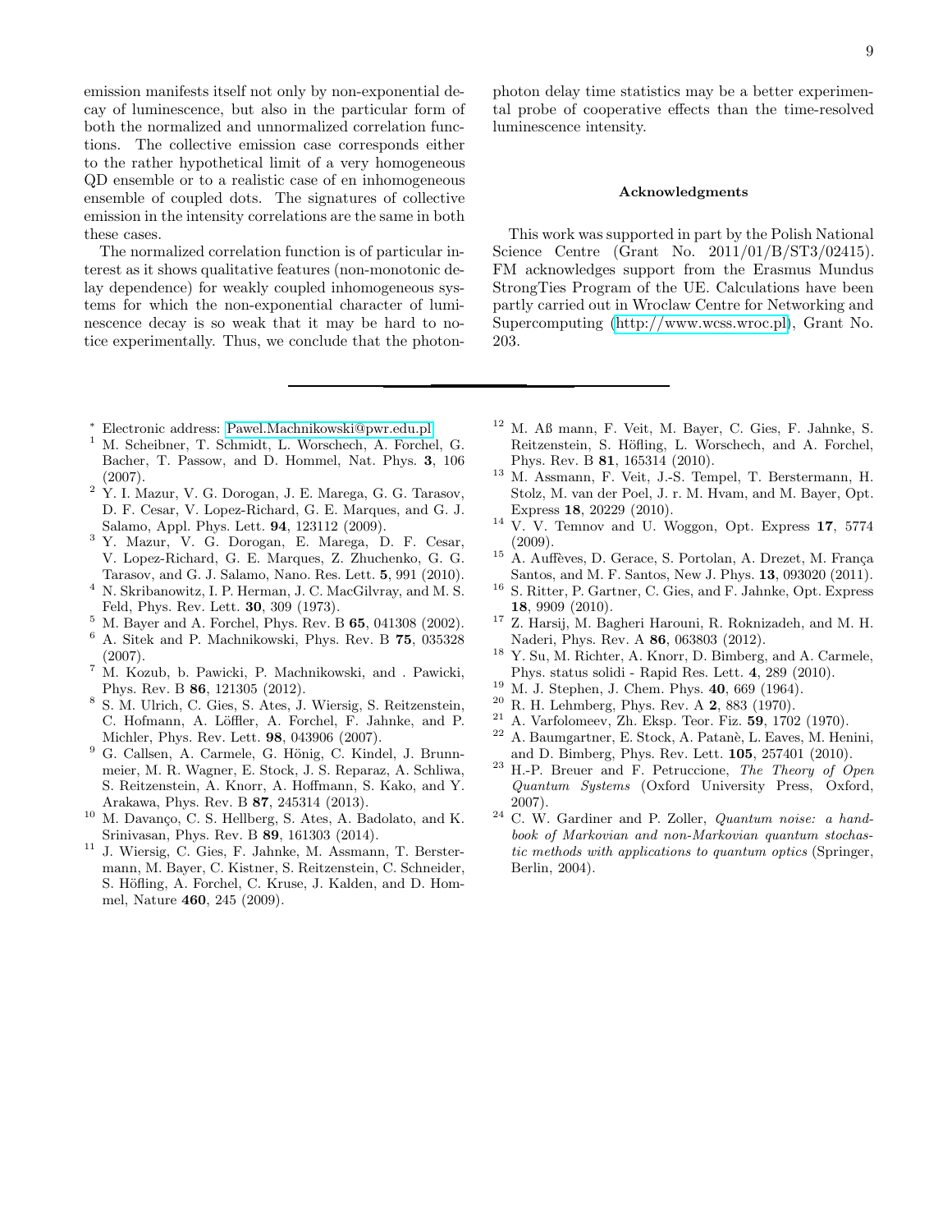emission manifests itself not only by non-exponential decay of luminescence, but also in the particular form of both the normalized and unnormalized correlation functions. The collective emission case corresponds either to the rather hypothetical limit of a very homogeneous QD ensemble or to a realistic case of en inhomogeneous ensemble of coupled dots. The signatures of collective emission in the intensity correlations are the same in both these cases.

The normalized correlation function is of particular interest as it shows qualitative features (non-monotonic delay dependence) for weakly coupled inhomogeneous systems for which the non-exponential character of luminescence decay is so weak that it may be hard to notice experimentally. Thus, we conclude that the photon-photon delay time statistics may be a better experimental probe of cooperative effects than the time-resolved luminescence intensity.

### Acknowledgments

This work was supported in part by the Polish National Science Centre (Grant No. 2011/01/B/ST3/02415). FM acknowledges support from the Erasmus Mundus StrongTies Program of the UE. Calculations have been partly carried out in Wroclaw Centre for Networking and Supercomputing (http://www.wcss.wroc.pl), Grant No. 203.

---

[*] Electronic address: Pawel.Machnikowski@pwr.edu.pl

[1] M. Scheibner, T. Schmidt, L. Worschech, A. Forchel, G. Bacher, T. Passow, and D. Hommel, Nat. Phys. **3**, 106 (2007).

[2] Y. I. Mazur, V. G. Dorogan, J. E. Marega, G. G. Tarasov, D. F. Cesar, V. Lopez-Richard, G. E. Marques, and G. J. Salamo, Appl. Phys. Lett. **94**, 123112 (2009).

[3] Y. Mazur, V. G. Dorogan, E. Marega, D. F. Cesar, V. Lopez-Richard, G. E. Marques, Z. Zhuchenko, G. G. Tarasov, and G. J. Salamo, Nano. Res. Lett. **5**, 991 (2010).

[4] N. Skribanowitz, I. P. Herman, J. C. MacGilvray, and M. S. Feld, Phys. Rev. Lett. **30**, 309 (1973).

[5] M. Bayer and A. Forchel, Phys. Rev. B **65**, 041308 (2002).

[6] A. Sitek and P. Machnikowski, Phys. Rev. B **75**, 035328 (2007).

[7] M. Kozub, b. Pawicki, P. Machnikowski, and . Pawicki, Phys. Rev. B **86**, 121305 (2012).

[8] S. M. Ulrich, C. Gies, S. Ates, J. Wiersig, S. Reitzenstein, C. Hofmann, A. Löffler, A. Forchel, F. Jahnke, and P. Michler, Phys. Rev. Lett. **98**, 043906 (2007).

[9] G. Callsen, A. Carmele, G. Hönig, C. Kindel, J. Brunnmeier, M. R. Wagner, E. Stock, J. S. Reparaz, A. Schliwa, S. Reitzenstein, A. Knorr, A. Hoffmann, S. Kako, and Y. Arakawa, Phys. Rev. B **87**, 245314 (2013).

[10] M. Davanço, C. S. Hellberg, S. Ates, A. Badolato, and K. Srinivasan, Phys. Rev. B **89**, 161303 (2014).

[11] J. Wiersig, C. Gies, F. Jahnke, M. Assmann, T. Berstermann, M. Bayer, C. Kistner, S. Reitzenstein, C. Schneider, S. Höfling, A. Forchel, C. Kruse, J. Kalden, and D. Hommel, Nature **460**, 245 (2009).

[12] M. Aß mann, F. Veit, M. Bayer, C. Gies, F. Jahnke, S. Reitzenstein, S. Höfling, L. Worschech, and A. Forchel, Phys. Rev. B **81**, 165314 (2010).

[13] M. Assmann, F. Veit, J.-S. Tempel, T. Berstermann, H. Stolz, M. van der Poel, J. r. M. Hvam, and M. Bayer, Opt. Express **18**, 20229 (2010).

[14] V. V. Temnov and U. Woggon, Opt. Express **17**, 5774 (2009).

[15] A. Auffèves, D. Gerace, S. Portolan, A. Drezet, M. França Santos, and M. F. Santos, New J. Phys. **13**, 093020 (2011).

[16] S. Ritter, P. Gartner, C. Gies, and F. Jahnke, Opt. Express **18**, 9909 (2010).

[17] Z. Harsij, M. Bagheri Harouni, R. Roknizadeh, and M. H. Naderi, Phys. Rev. A **86**, 063803 (2012).

[18] Y. Su, M. Richter, A. Knorr, D. Bimberg, and A. Carmele, Phys. status solidi - Rapid Res. Lett. **4**, 289 (2010).

[19] M. J. Stephen, J. Chem. Phys. **40**, 669 (1964).

[20] R. H. Lehmberg, Phys. Rev. A **2**, 883 (1970).

[21] A. Varfolomeev, Zh. Eksp. Teor. Fiz. **59**, 1702 (1970).

[22] A. Baumgartner, E. Stock, A. Patanè, L. Eaves, M. Henini, and D. Bimberg, Phys. Rev. Lett. **105**, 257401 (2010).

[23] H.-P. Breuer and F. Petruccione, *The Theory of Open Quantum Systems* (Oxford University Press, Oxford, 2007).

[24] C. W. Gardiner and P. Zoller, *Quantum noise: a handbook of Markovian and non-Markovian quantum stochastic methods with applications to quantum optics* (Springer, Berlin, 2004).